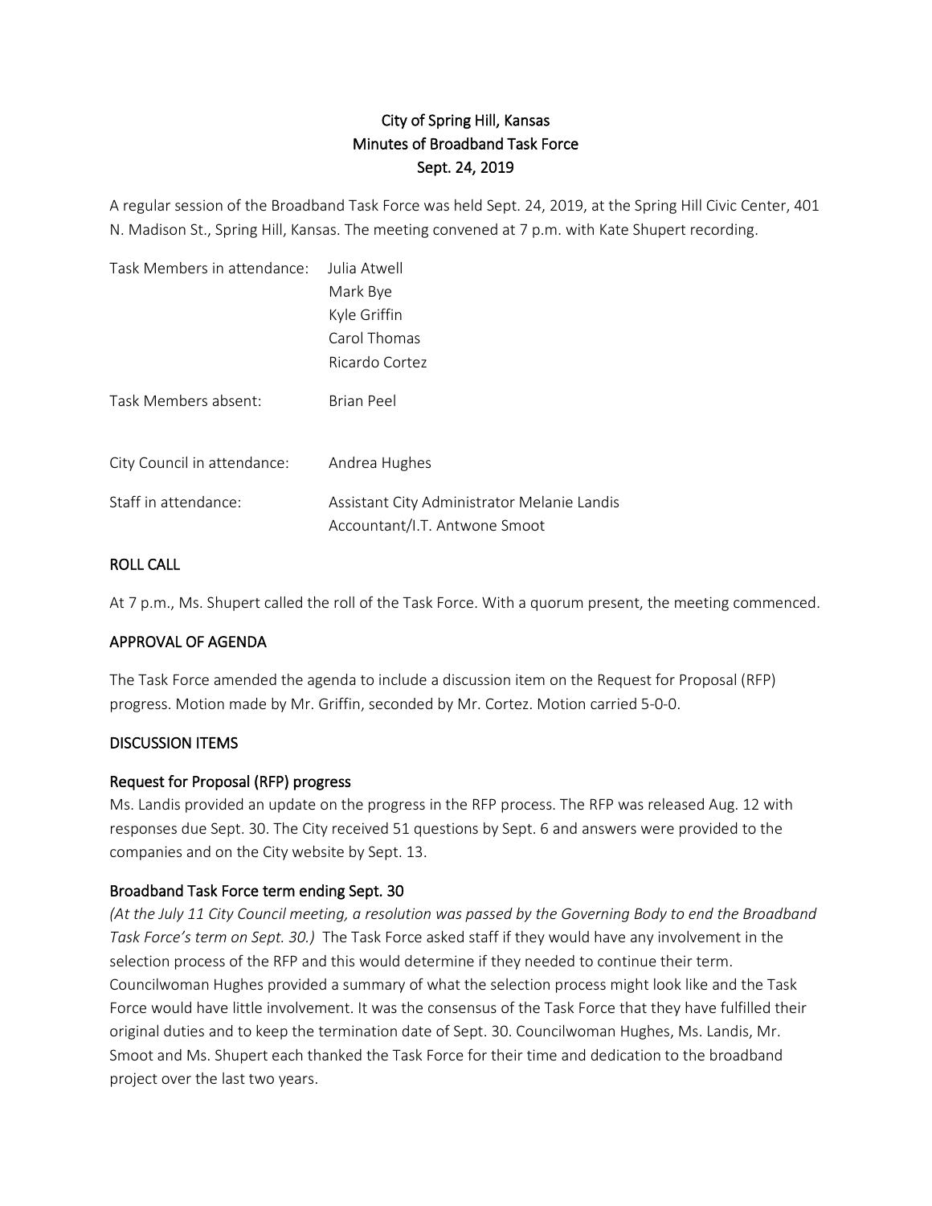# City of Spring Hill, Kansas
# Minutes of Broadband Task Force
# Sept. 24, 2019

A regular session of the Broadband Task Force was held Sept. 24, 2019, at the Spring Hill Civic Center, 401 N. Madison St., Spring Hill, Kansas. The meeting convened at 7 p.m. with Kate Shupert recording.

| | |
|---|---|
| Task Members in attendance: | Julia Atwell<br>Mark Bye<br>Kyle Griffin<br>Carol Thomas<br>Ricardo Cortez |
| Task Members absent: | Brian Peel |
| City Council in attendance: | Andrea Hughes |
| Staff in attendance: | Assistant City Administrator Melanie Landis<br>Accountant/I.T. Antwone Smoot |

## ROLL CALL

At 7 p.m., Ms. Shupert called the roll of the Task Force. With a quorum present, the meeting commenced.

## APPROVAL OF AGENDA

The Task Force amended the agenda to include a discussion item on the Request for Proposal (RFP) progress. Motion made by Mr. Griffin, seconded by Mr. Cortez. Motion carried 5-0-0.

## DISCUSSION ITEMS

### Request for Proposal (RFP) progress

Ms. Landis provided an update on the progress in the RFP process. The RFP was released Aug. 12 with responses due Sept. 30. The City received 51 questions by Sept. 6 and answers were provided to the companies and on the City website by Sept. 13.

### Broadband Task Force term ending Sept. 30

*(At the July 11 City Council meeting, a resolution was passed by the Governing Body to end the Broadband Task Force's term on Sept. 30.)* The Task Force asked staff if they would have any involvement in the selection process of the RFP and this would determine if they needed to continue their term. Councilwoman Hughes provided a summary of what the selection process might look like and the Task Force would have little involvement. It was the consensus of the Task Force that they have fulfilled their original duties and to keep the termination date of Sept. 30. Councilwoman Hughes, Ms. Landis, Mr. Smoot and Ms. Shupert each thanked the Task Force for their time and dedication to the broadband project over the last two years.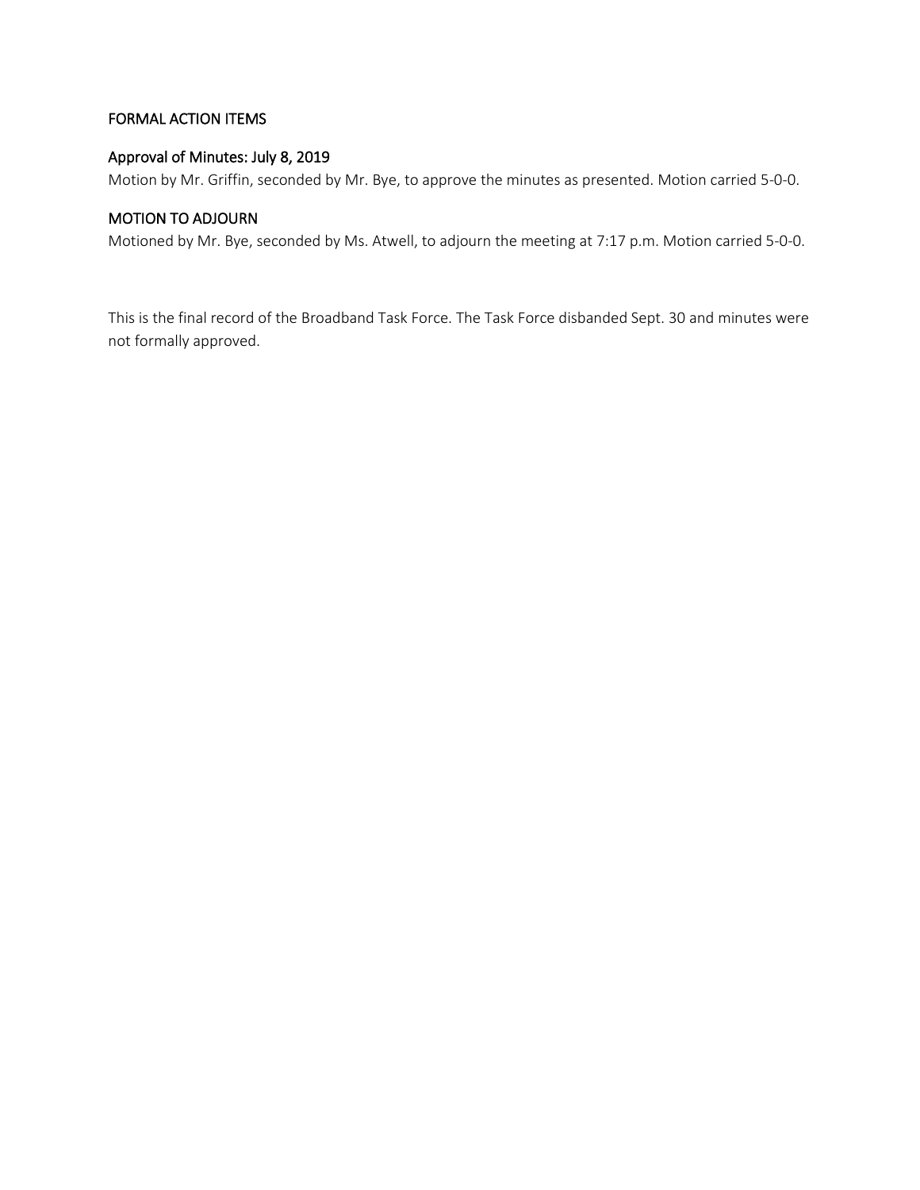## FORMAL ACTION ITEMS

### Approval of Minutes: July 8, 2019

Motion by Mr. Griffin, seconded by Mr. Bye, to approve the minutes as presented. Motion carried 5-0-0.

### MOTION TO ADJOURN

Motioned by Mr. Bye, seconded by Ms. Atwell, to adjourn the meeting at 7:17 p.m. Motion carried 5-0-0.

This is the final record of the Broadband Task Force. The Task Force disbanded Sept. 30 and minutes were not formally approved.